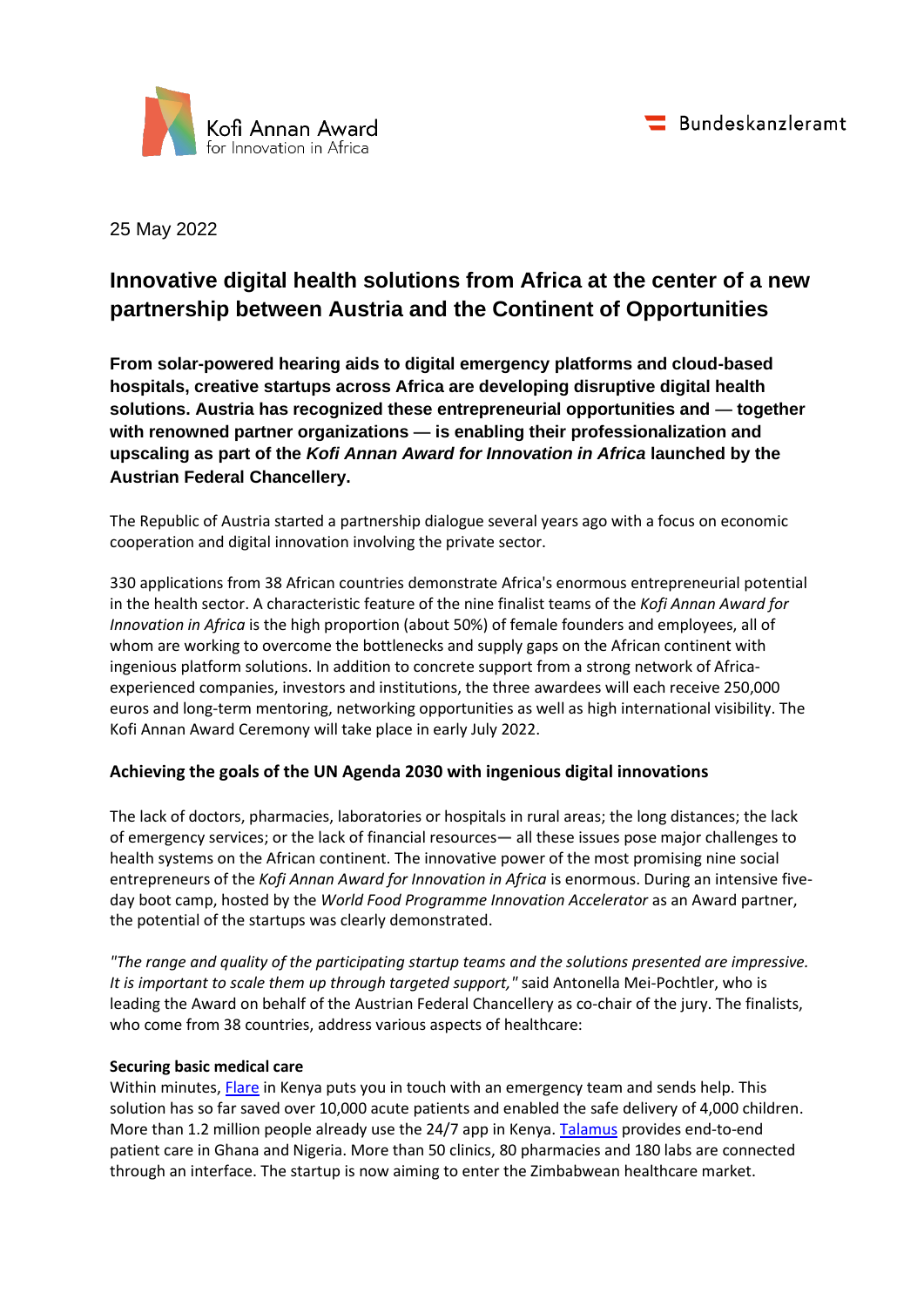Kofi Annan Award for Innovation in Africa

Bundeskanzleramt

25 May 2022

# Innovative digital health solutions from Africa at the center of a new partnership between Austria and the Continent of Opportunities

**From solar-powered hearing aids to digital emergency platforms and cloud-based hospitals, creative startups across Africa are developing disruptive digital health solutions. Austria has recognized these entrepreneurial opportunities and — together with renowned partner organizations — is enabling their professionalization and upscaling as part of the *Kofi Annan Award for Innovation in Africa* launched by the Austrian Federal Chancellery.**

The Republic of Austria started a partnership dialogue several years ago with a focus on economic cooperation and digital innovation involving the private sector.

330 applications from 38 African countries demonstrate Africa's enormous entrepreneurial potential in the health sector. A characteristic feature of the nine finalist teams of the *Kofi Annan Award for Innovation in Africa* is the high proportion (about 50%) of female founders and employees, all of whom are working to overcome the bottlenecks and supply gaps on the African continent with ingenious platform solutions. In addition to concrete support from a strong network of Africa-experienced companies, investors and institutions, the three awardees will each receive 250,000 euros and long-term mentoring, networking opportunities as well as high international visibility. The Kofi Annan Award Ceremony will take place in early July 2022.

## Achieving the goals of the UN Agenda 2030 with ingenious digital innovations

The lack of doctors, pharmacies, laboratories or hospitals in rural areas; the long distances; the lack of emergency services; or the lack of financial resources— all these issues pose major challenges to health systems on the African continent. The innovative power of the most promising nine social entrepreneurs of the *Kofi Annan Award for Innovation in Africa* is enormous. During an intensive five-day boot camp, hosted by the *World Food Programme Innovation Accelerator* as an Award partner, the potential of the startups was clearly demonstrated.

*"The range and quality of the participating startup teams and the solutions presented are impressive. It is important to scale them up through targeted support,"* said Antonella Mei-Pochtler, who is leading the Award on behalf of the Austrian Federal Chancellery as co-chair of the jury. The finalists, who come from 38 countries, address various aspects of healthcare:

**Securing basic medical care**

Within minutes, Flare in Kenya puts you in touch with an emergency team and sends help. This solution has so far saved over 10,000 acute patients and enabled the safe delivery of 4,000 children. More than 1.2 million people already use the 24/7 app in Kenya. Talamus provides end-to-end patient care in Ghana and Nigeria. More than 50 clinics, 80 pharmacies and 180 labs are connected through an interface. The startup is now aiming to enter the Zimbabwean healthcare market.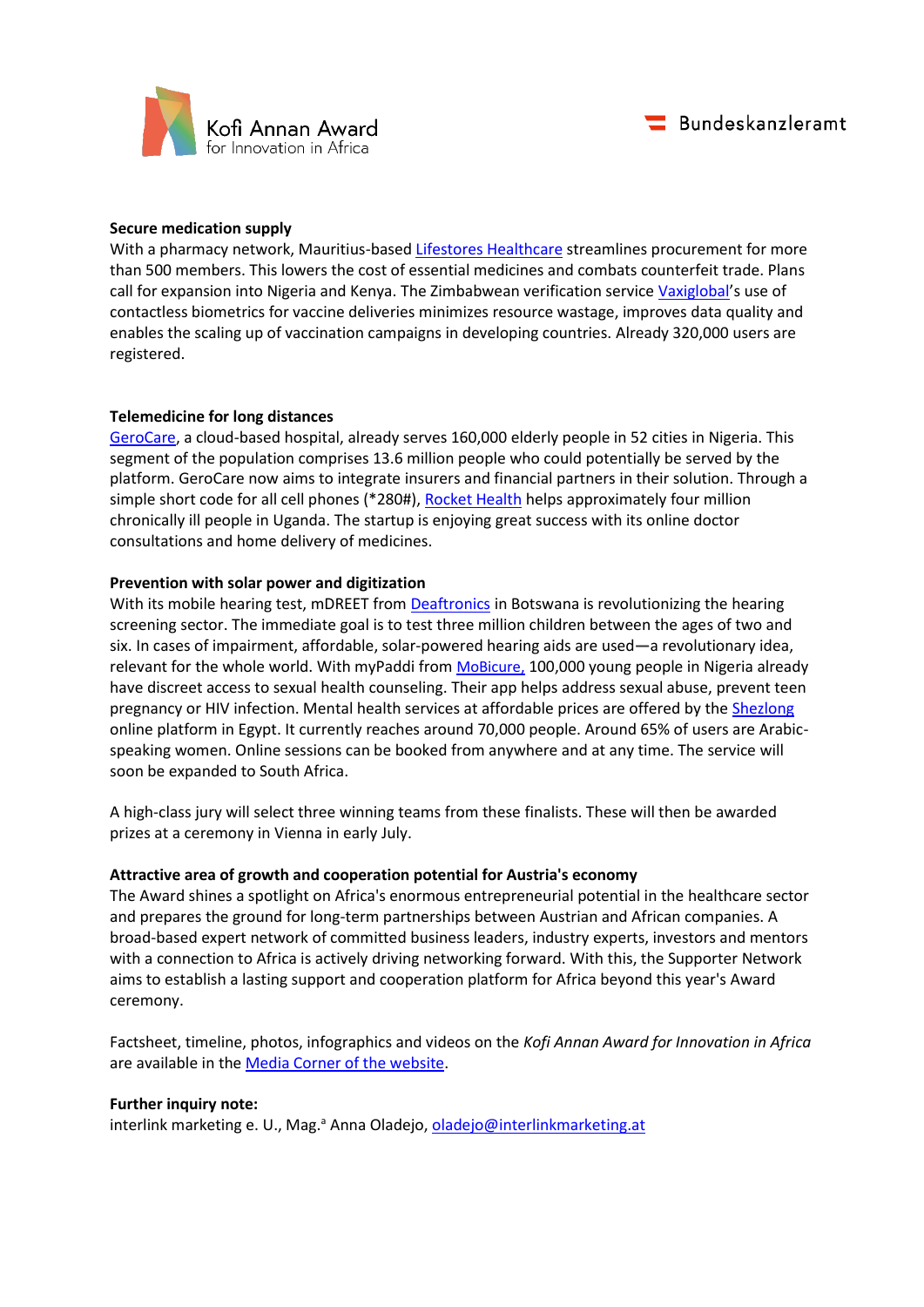**Secure medication supply**

With a pharmacy network, Mauritius-based Lifestores Healthcare streamlines procurement for more than 500 members. This lowers the cost of essential medicines and combats counterfeit trade. Plans call for expansion into Nigeria and Kenya. The Zimbabwean verification service Vaxiglobal's use of contactless biometrics for vaccine deliveries minimizes resource wastage, improves data quality and enables the scaling up of vaccination campaigns in developing countries. Already 320,000 users are registered.

**Telemedicine for long distances**

GeroCare, a cloud-based hospital, already serves 160,000 elderly people in 52 cities in Nigeria. This segment of the population comprises 13.6 million people who could potentially be served by the platform. GeroCare now aims to integrate insurers and financial partners in their solution. Through a simple short code for all cell phones (*280#), Rocket Health helps approximately four million chronically ill people in Uganda. The startup is enjoying great success with its online doctor consultations and home delivery of medicines.

**Prevention with solar power and digitization**

With its mobile hearing test, mDREET from Deaftronics in Botswana is revolutionizing the hearing screening sector. The immediate goal is to test three million children between the ages of two and six. In cases of impairment, affordable, solar-powered hearing aids are used—a revolutionary idea, relevant for the whole world. With myPaddi from MoBicure, 100,000 young people in Nigeria already have discreet access to sexual health counseling. Their app helps address sexual abuse, prevent teen pregnancy or HIV infection. Mental health services at affordable prices are offered by the Shezlong online platform in Egypt. It currently reaches around 70,000 people. Around 65% of users are Arabic-speaking women. Online sessions can be booked from anywhere and at any time. The service will soon be expanded to South Africa.

A high-class jury will select three winning teams from these finalists. These will then be awarded prizes at a ceremony in Vienna in early July.

**Attractive area of growth and cooperation potential for Austria's economy**

The Award shines a spotlight on Africa's enormous entrepreneurial potential in the healthcare sector and prepares the ground for long-term partnerships between Austrian and African companies. A broad-based expert network of committed business leaders, industry experts, investors and mentors with a connection to Africa is actively driving networking forward. With this, the Supporter Network aims to establish a lasting support and cooperation platform for Africa beyond this year's Award ceremony.

Factsheet, timeline, photos, infographics and videos on the *Kofi Annan Award for Innovation in Africa* are available in the Media Corner of the website.

**Further inquiry note:**

interlink marketing e. U., Mag.[a] Anna Oladejo, oladejo@interlinkmarketing.at